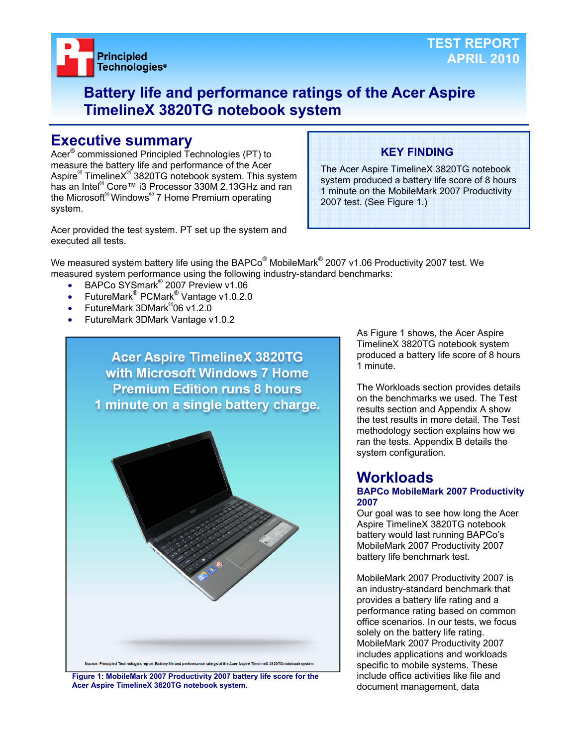Principled Technologies®

TEST REPORT
APRIL 2010

# Battery life and performance ratings of the Acer Aspire TimelineX 3820TG notebook system

## Executive summary

Acer® commissioned Principled Technologies (PT) to measure the battery life and performance of the Acer Aspire® TimelineX® 3820TG notebook system. This system has an Intel® Core™ i3 Processor 330M 2.13GHz and ran the Microsoft® Windows® 7 Home Premium operating system.

Acer provided the test system. PT set up the system and executed all tests.

**KEY FINDING**

The Acer Aspire TimelineX 3820TG notebook system produced a battery life score of 8 hours 1 minute on the MobileMark 2007 Productivity 2007 test. (See Figure 1.)

We measured system battery life using the BAPCo® MobileMark® 2007 v1.06 Productivity 2007 test. We measured system performance using the following industry-standard benchmarks:

- BAPCo SYSmark® 2007 Preview v1.06
- FutureMark® PCMark® Vantage v1.0.2.0
- FutureMark 3DMark®06 v1.2.0
- FutureMark 3DMark Vantage v1.0.2

Acer Aspire TimelineX 3820TG with Microsoft Windows 7 Home Premium Edition runs 8 hours 1 minute on a single battery charge.

Source: Principled Technologies report, Battery life and performance ratings of the Acer Aspire TimelineX 3820TG notebook system

**Figure 1: MobileMark 2007 Productivity 2007 battery life score for the Acer Aspire TimelineX 3820TG notebook system.**

As Figure 1 shows, the Acer Aspire TimelineX 3820TG notebook system produced a battery life score of 8 hours 1 minute.

The Workloads section provides details on the benchmarks we used. The Test results section and Appendix A show the test results in more detail. The Test methodology section explains how we ran the tests. Appendix B details the system configuration.

## Workloads

### BAPCo MobileMark 2007 Productivity 2007

Our goal was to see how long the Acer Aspire TimelineX 3820TG notebook battery would last running BAPCo's MobileMark 2007 Productivity 2007 battery life benchmark test.

MobileMark 2007 Productivity 2007 is an industry-standard benchmark that provides a battery life rating and a performance rating based on common office scenarios. In our tests, we focus solely on the battery life rating. MobileMark 2007 Productivity 2007 includes applications and workloads specific to mobile systems. These include office activities like file and document management, data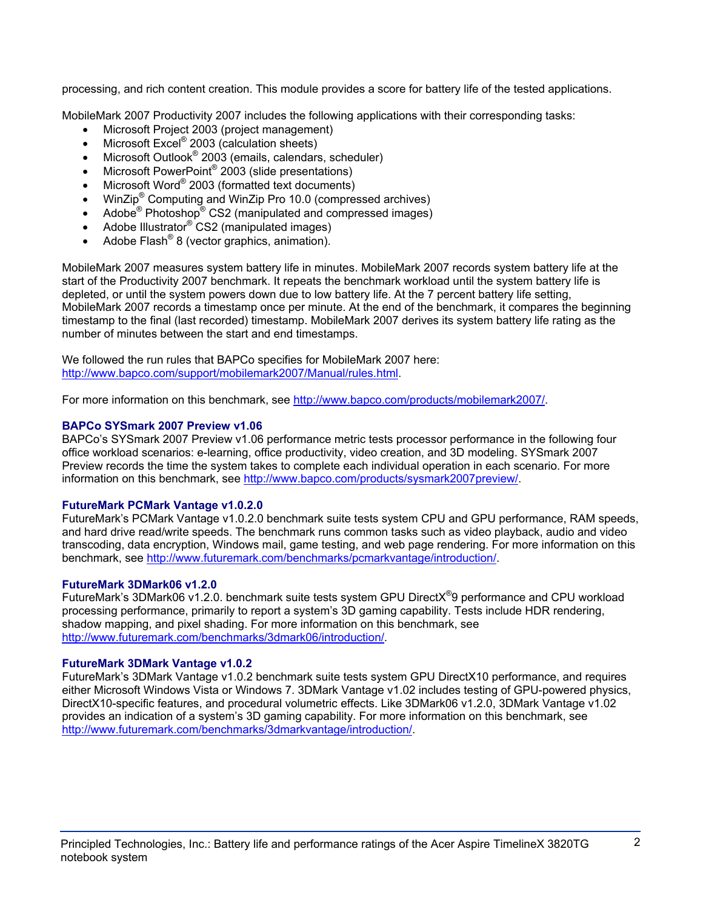processing, and rich content creation. This module provides a score for battery life of the tested applications.

MobileMark 2007 Productivity 2007 includes the following applications with their corresponding tasks:

- Microsoft Project 2003 (project management)
- Microsoft Excel® 2003 (calculation sheets)
- Microsoft Outlook® 2003 (emails, calendars, scheduler)
- Microsoft PowerPoint® 2003 (slide presentations)
- Microsoft Word® 2003 (formatted text documents)
- WinZip® Computing and WinZip Pro 10.0 (compressed archives)
- Adobe® Photoshop® CS2 (manipulated and compressed images)
- Adobe Illustrator® CS2 (manipulated images)
- Adobe Flash® 8 (vector graphics, animation).

MobileMark 2007 measures system battery life in minutes. MobileMark 2007 records system battery life at the start of the Productivity 2007 benchmark. It repeats the benchmark workload until the system battery life is depleted, or until the system powers down due to low battery life. At the 7 percent battery life setting, MobileMark 2007 records a timestamp once per minute. At the end of the benchmark, it compares the beginning timestamp to the final (last recorded) timestamp. MobileMark 2007 derives its system battery life rating as the number of minutes between the start and end timestamps.

We followed the run rules that BAPCo specifies for MobileMark 2007 here: http://www.bapco.com/support/mobilemark2007/Manual/rules.html.

For more information on this benchmark, see http://www.bapco.com/products/mobilemark2007/.

### BAPCo SYSmark 2007 Preview v1.06

BAPCo's SYSmark 2007 Preview v1.06 performance metric tests processor performance in the following four office workload scenarios: e-learning, office productivity, video creation, and 3D modeling. SYSmark 2007 Preview records the time the system takes to complete each individual operation in each scenario. For more information on this benchmark, see http://www.bapco.com/products/sysmark2007preview/.

### FutureMark PCMark Vantage v1.0.2.0

FutureMark's PCMark Vantage v1.0.2.0 benchmark suite tests system CPU and GPU performance, RAM speeds, and hard drive read/write speeds. The benchmark runs common tasks such as video playback, audio and video transcoding, data encryption, Windows mail, game testing, and web page rendering. For more information on this benchmark, see http://www.futuremark.com/benchmarks/pcmarkvantage/introduction/.

### FutureMark 3DMark06 v1.2.0

FutureMark's 3DMark06 v1.2.0. benchmark suite tests system GPU DirectX®9 performance and CPU workload processing performance, primarily to report a system's 3D gaming capability. Tests include HDR rendering, shadow mapping, and pixel shading. For more information on this benchmark, see http://www.futuremark.com/benchmarks/3dmark06/introduction/.

### FutureMark 3DMark Vantage v1.0.2

FutureMark's 3DMark Vantage v1.0.2 benchmark suite tests system GPU DirectX10 performance, and requires either Microsoft Windows Vista or Windows 7. 3DMark Vantage v1.02 includes testing of GPU-powered physics, DirectX10-specific features, and procedural volumetric effects. Like 3DMark06 v1.2.0, 3DMark Vantage v1.02 provides an indication of a system's 3D gaming capability. For more information on this benchmark, see http://www.futuremark.com/benchmarks/3dmarkvantage/introduction/.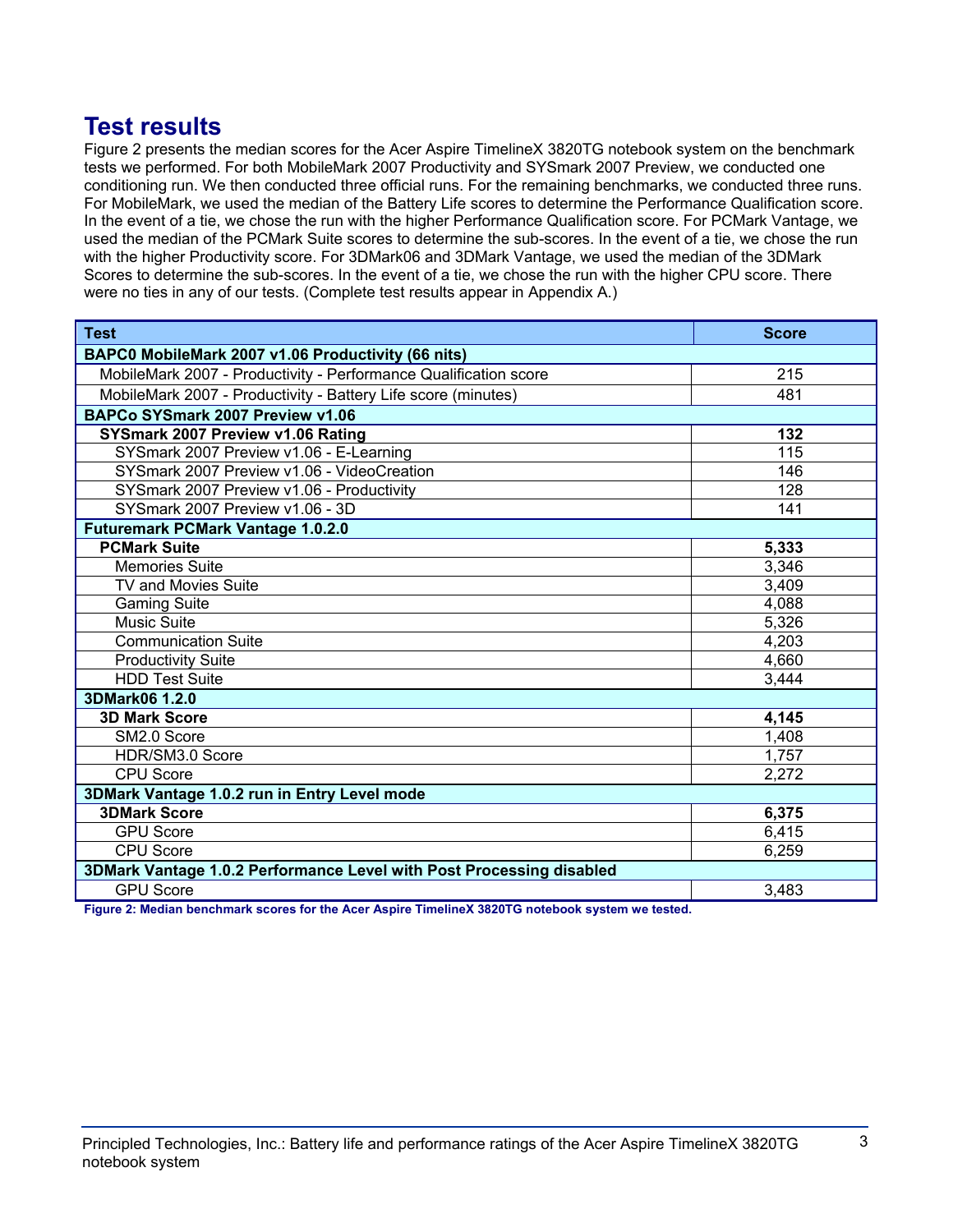## Test results

Figure 2 presents the median scores for the Acer Aspire TimelineX 3820TG notebook system on the benchmark tests we performed. For both MobileMark 2007 Productivity and SYSmark 2007 Preview, we conducted one conditioning run. We then conducted three official runs. For the remaining benchmarks, we conducted three runs. For MobileMark, we used the median of the Battery Life scores to determine the Performance Qualification score. In the event of a tie, we chose the run with the higher Performance Qualification score. For PCMark Vantage, we used the median of the PCMark Suite scores to determine the sub-scores. In the event of a tie, we chose the run with the higher Productivity score. For 3DMark06 and 3DMark Vantage, we used the median of the 3DMark Scores to determine the sub-scores. In the event of a tie, we chose the run with the higher CPU score. There were no ties in any of our tests. (Complete test results appear in Appendix A.)

| Test | Score |
|---|---|
| **BAPC0 MobileMark 2007 v1.06 Productivity (66 nits)** | |
| MobileMark 2007 - Productivity - Performance Qualification score | 215 |
| MobileMark 2007 - Productivity - Battery Life score (minutes) | 481 |
| **BAPCo SYSmark 2007 Preview v1.06** | |
| **SYSmark 2007 Preview v1.06 Rating** | **132** |
| SYSmark 2007 Preview v1.06 - E-Learning | 115 |
| SYSmark 2007 Preview v1.06 - VideoCreation | 146 |
| SYSmark 2007 Preview v1.06 - Productivity | 128 |
| SYSmark 2007 Preview v1.06 - 3D | 141 |
| **Futuremark PCMark Vantage 1.0.2.0** | |
| **PCMark Suite** | **5,333** |
| Memories Suite | 3,346 |
| TV and Movies Suite | 3,409 |
| Gaming Suite | 4,088 |
| Music Suite | 5,326 |
| Communication Suite | 4,203 |
| Productivity Suite | 4,660 |
| HDD Test Suite | 3,444 |
| **3DMark06 1.2.0** | |
| **3D Mark Score** | **4,145** |
| SM2.0 Score | 1,408 |
| HDR/SM3.0 Score | 1,757 |
| CPU Score | 2,272 |
| **3DMark Vantage 1.0.2 run in Entry Level mode** | |
| **3DMark Score** | **6,375** |
| GPU Score | 6,415 |
| CPU Score | 6,259 |
| **3DMark Vantage 1.0.2 Performance Level with Post Processing disabled** | |
| GPU Score | 3,483 |

**Figure 2: Median benchmark scores for the Acer Aspire TimelineX 3820TG notebook system we tested.**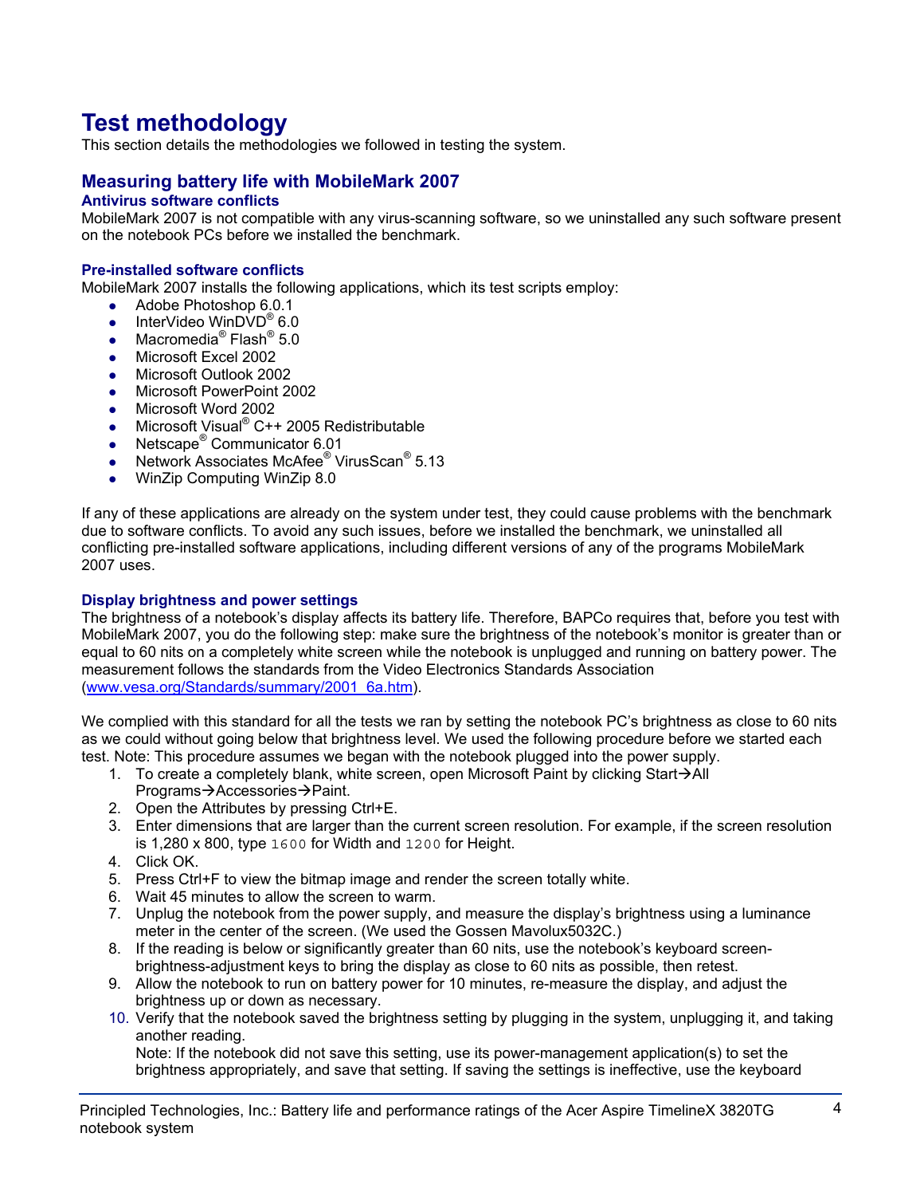# Test methodology

This section details the methodologies we followed in testing the system.

## Measuring battery life with MobileMark 2007

### Antivirus software conflicts

MobileMark 2007 is not compatible with any virus-scanning software, so we uninstalled any such software present on the notebook PCs before we installed the benchmark.

### Pre-installed software conflicts

MobileMark 2007 installs the following applications, which its test scripts employ:

- Adobe Photoshop 6.0.1
- InterVideo WinDVD® 6.0
- Macromedia® Flash® 5.0
- Microsoft Excel 2002
- Microsoft Outlook 2002
- Microsoft PowerPoint 2002
- Microsoft Word 2002
- Microsoft Visual® C++ 2005 Redistributable
- Netscape® Communicator 6.01
- Network Associates McAfee® VirusScan® 5.13
- WinZip Computing WinZip 8.0

If any of these applications are already on the system under test, they could cause problems with the benchmark due to software conflicts. To avoid any such issues, before we installed the benchmark, we uninstalled all conflicting pre-installed software applications, including different versions of any of the programs MobileMark 2007 uses.

### Display brightness and power settings

The brightness of a notebook's display affects its battery life. Therefore, BAPCo requires that, before you test with MobileMark 2007, you do the following step: make sure the brightness of the notebook's monitor is greater than or equal to 60 nits on a completely white screen while the notebook is unplugged and running on battery power. The measurement follows the standards from the Video Electronics Standards Association (www.vesa.org/Standards/summary/2001_6a.htm).

We complied with this standard for all the tests we ran by setting the notebook PC's brightness as close to 60 nits as we could without going below that brightness level. We used the following procedure before we started each test. Note: This procedure assumes we began with the notebook plugged into the power supply.

1. To create a completely blank, white screen, open Microsoft Paint by clicking Start→All Programs→Accessories→Paint.
2. Open the Attributes by pressing Ctrl+E.
3. Enter dimensions that are larger than the current screen resolution. For example, if the screen resolution is 1,280 x 800, type `1600` for Width and `1200` for Height.
4. Click OK.
5. Press Ctrl+F to view the bitmap image and render the screen totally white.
6. Wait 45 minutes to allow the screen to warm.
7. Unplug the notebook from the power supply, and measure the display's brightness using a luminance meter in the center of the screen. (We used the Gossen Mavolux5032C.)
8. If the reading is below or significantly greater than 60 nits, use the notebook's keyboard screen-brightness-adjustment keys to bring the display as close to 60 nits as possible, then retest.
9. Allow the notebook to run on battery power for 10 minutes, re-measure the display, and adjust the brightness up or down as necessary.
10. Verify that the notebook saved the brightness setting by plugging in the system, unplugging it, and taking another reading.
    Note: If the notebook did not save this setting, use its power-management application(s) to set the brightness appropriately, and save that setting. If saving the settings is ineffective, use the keyboard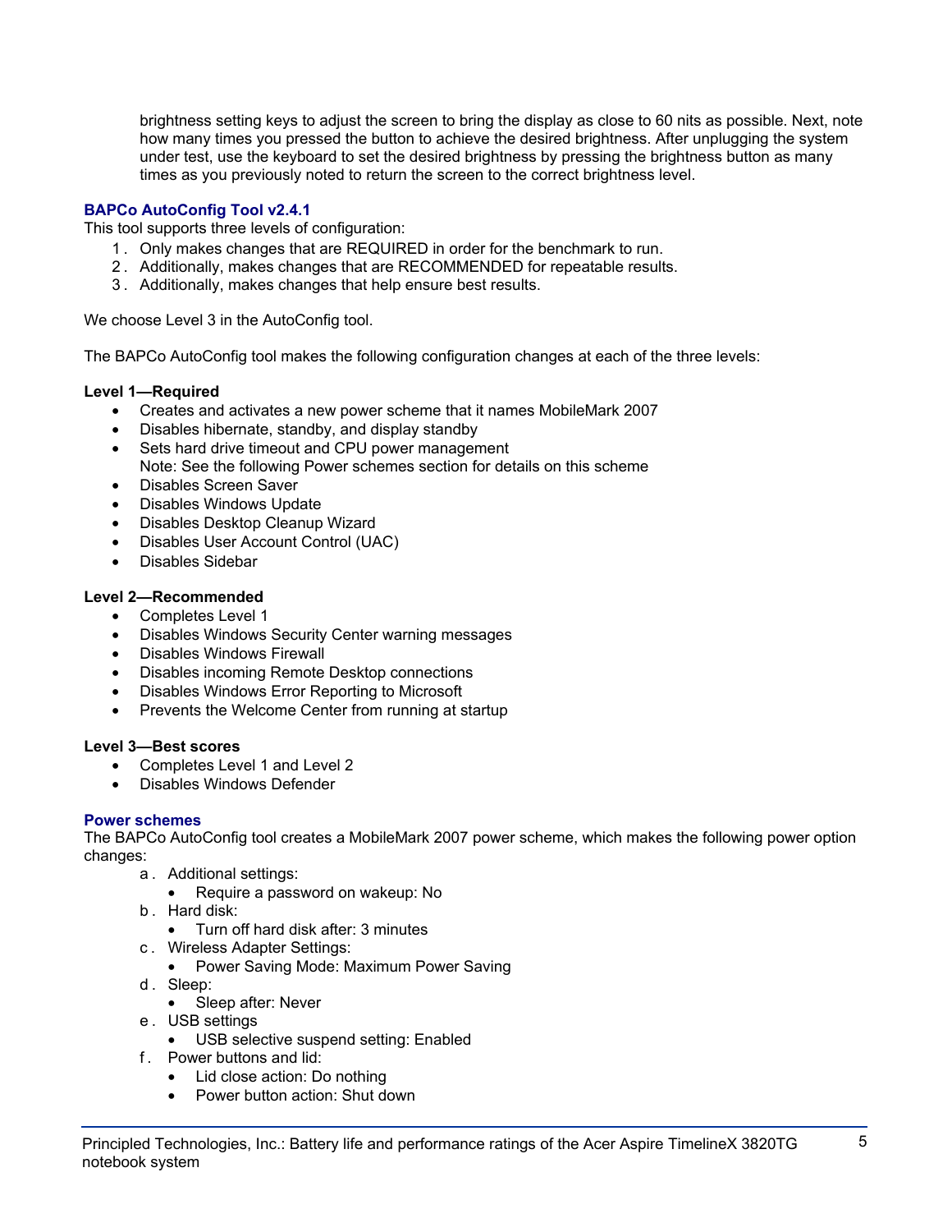brightness setting keys to adjust the screen to bring the display as close to 60 nits as possible. Next, note how many times you pressed the button to achieve the desired brightness. After unplugging the system under test, use the keyboard to set the desired brightness by pressing the brightness button as many times as you previously noted to return the screen to the correct brightness level.

### BAPCo AutoConfig Tool v2.4.1

This tool supports three levels of configuration:

1. Only makes changes that are REQUIRED in order for the benchmark to run.
2. Additionally, makes changes that are RECOMMENDED for repeatable results.
3. Additionally, makes changes that help ensure best results.

We choose Level 3 in the AutoConfig tool.

The BAPCo AutoConfig tool makes the following configuration changes at each of the three levels:

**Level 1—Required**

- Creates and activates a new power scheme that it names MobileMark 2007
- Disables hibernate, standby, and display standby
- Sets hard drive timeout and CPU power management
  Note: See the following Power schemes section for details on this scheme
- Disables Screen Saver
- Disables Windows Update
- Disables Desktop Cleanup Wizard
- Disables User Account Control (UAC)
- Disables Sidebar

**Level 2—Recommended**

- Completes Level 1
- Disables Windows Security Center warning messages
- Disables Windows Firewall
- Disables incoming Remote Desktop connections
- Disables Windows Error Reporting to Microsoft
- Prevents the Welcome Center from running at startup

**Level 3—Best scores**

- Completes Level 1 and Level 2
- Disables Windows Defender

### Power schemes

The BAPCo AutoConfig tool creates a MobileMark 2007 power scheme, which makes the following power option changes:

a. Additional settings:
   - Require a password on wakeup: No
b. Hard disk:
   - Turn off hard disk after: 3 minutes
c. Wireless Adapter Settings:
   - Power Saving Mode: Maximum Power Saving
d. Sleep:
   - Sleep after: Never
e. USB settings
   - USB selective suspend setting: Enabled
f. Power buttons and lid:
   - Lid close action: Do nothing
   - Power button action: Shut down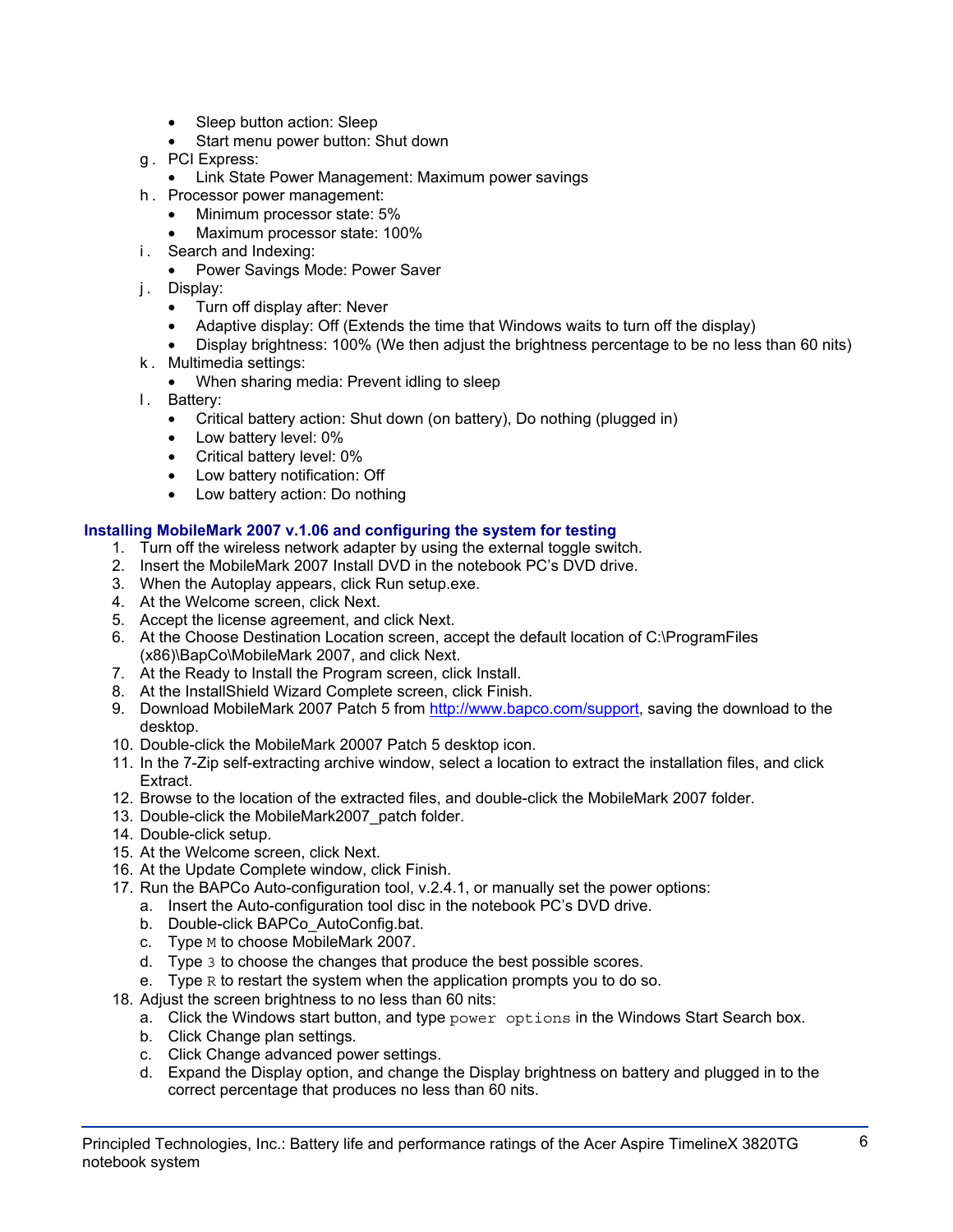- Sleep button action: Sleep
- Start menu power button: Shut down

g. PCI Express:
- Link State Power Management: Maximum power savings

h. Processor power management:
- Minimum processor state: 5%
- Maximum processor state: 100%

i. Search and Indexing:
- Power Savings Mode: Power Saver

j. Display:
- Turn off display after: Never
- Adaptive display: Off (Extends the time that Windows waits to turn off the display)
- Display brightness: 100% (We then adjust the brightness percentage to be no less than 60 nits)

k. Multimedia settings:
- When sharing media: Prevent idling to sleep

l. Battery:
- Critical battery action: Shut down (on battery), Do nothing (plugged in)
- Low battery level: 0%
- Critical battery level: 0%
- Low battery notification: Off
- Low battery action: Do nothing

### Installing MobileMark 2007 v.1.06 and configuring the system for testing

1. Turn off the wireless network adapter by using the external toggle switch.
2. Insert the MobileMark 2007 Install DVD in the notebook PC's DVD drive.
3. When the Autoplay appears, click Run setup.exe.
4. At the Welcome screen, click Next.
5. Accept the license agreement, and click Next.
6. At the Choose Destination Location screen, accept the default location of C:\ProgramFiles (x86)\BapCo\MobileMark 2007, and click Next.
7. At the Ready to Install the Program screen, click Install.
8. At the InstallShield Wizard Complete screen, click Finish.
9. Download MobileMark 2007 Patch 5 from http://www.bapco.com/support, saving the download to the desktop.
10. Double-click the MobileMark 20007 Patch 5 desktop icon.
11. In the 7-Zip self-extracting archive window, select a location to extract the installation files, and click Extract.
12. Browse to the location of the extracted files, and double-click the MobileMark 2007 folder.
13. Double-click the MobileMark2007_patch folder.
14. Double-click setup.
15. At the Welcome screen, click Next.
16. At the Update Complete window, click Finish.
17. Run the BAPCo Auto-configuration tool, v.2.4.1, or manually set the power options:
    a. Insert the Auto-configuration tool disc in the notebook PC's DVD drive.
    b. Double-click BAPCo_AutoConfig.bat.
    c. Type `M` to choose MobileMark 2007.
    d. Type `3` to choose the changes that produce the best possible scores.
    e. Type `R` to restart the system when the application prompts you to do so.
18. Adjust the screen brightness to no less than 60 nits:
    a. Click the Windows start button, and type `power options` in the Windows Start Search box.
    b. Click Change plan settings.
    c. Click Change advanced power settings.
    d. Expand the Display option, and change the Display brightness on battery and plugged in to the correct percentage that produces no less than 60 nits.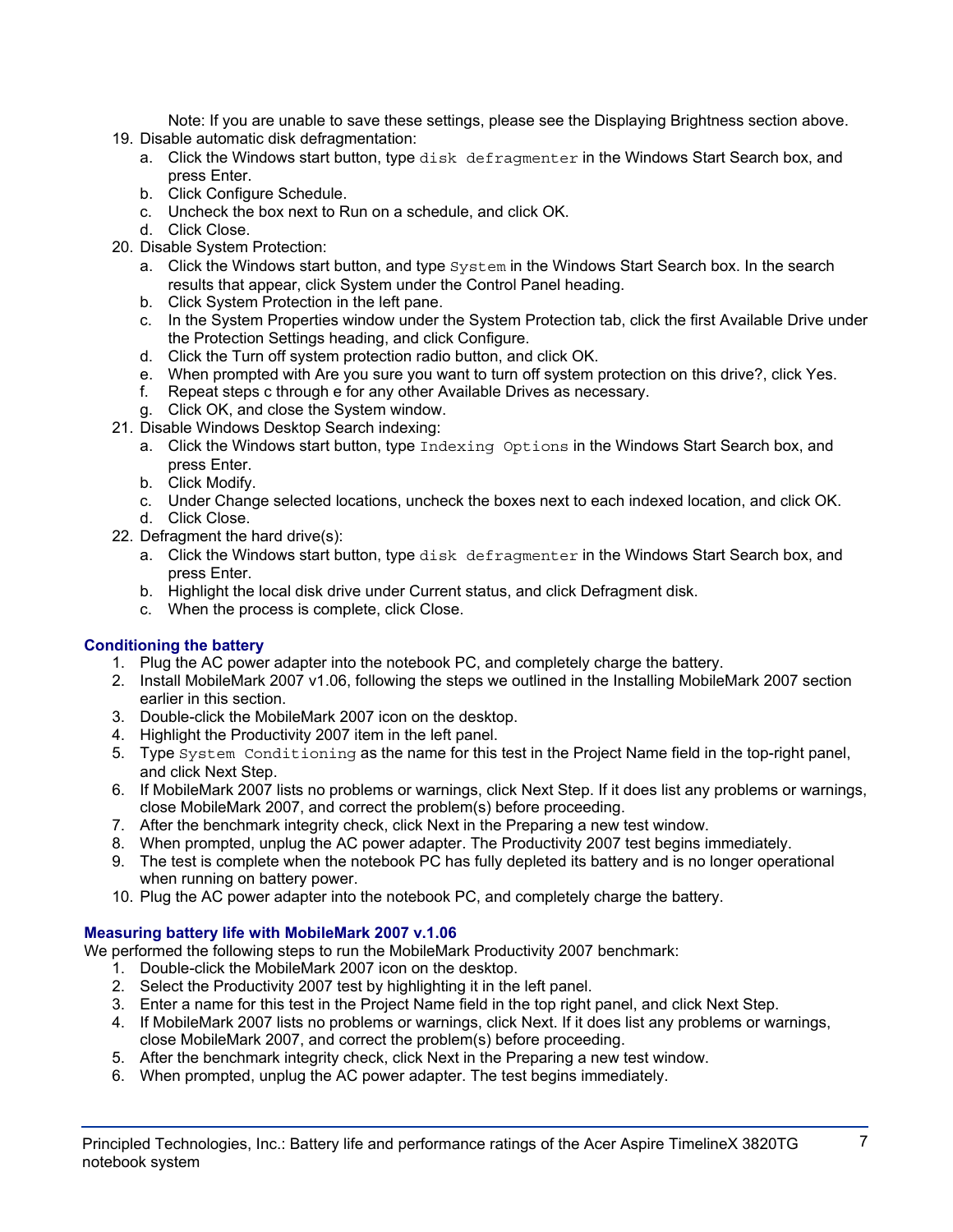Note: If you are unable to save these settings, please see the Displaying Brightness section above.

19. Disable automatic disk defragmentation:
    a. Click the Windows start button, type `disk defragmenter` in the Windows Start Search box, and press Enter.
    b. Click Configure Schedule.
    c. Uncheck the box next to Run on a schedule, and click OK.
    d. Click Close.
20. Disable System Protection:
    a. Click the Windows start button, and type `System` in the Windows Start Search box. In the search results that appear, click System under the Control Panel heading.
    b. Click System Protection in the left pane.
    c. In the System Properties window under the System Protection tab, click the first Available Drive under the Protection Settings heading, and click Configure.
    d. Click the Turn off system protection radio button, and click OK.
    e. When prompted with Are you sure you want to turn off system protection on this drive?, click Yes.
    f. Repeat steps c through e for any other Available Drives as necessary.
    g. Click OK, and close the System window.
21. Disable Windows Desktop Search indexing:
    a. Click the Windows start button, type `Indexing Options` in the Windows Start Search box, and press Enter.
    b. Click Modify.
    c. Under Change selected locations, uncheck the boxes next to each indexed location, and click OK.
    d. Click Close.
22. Defragment the hard drive(s):
    a. Click the Windows start button, type `disk defragmenter` in the Windows Start Search box, and press Enter.
    b. Highlight the local disk drive under Current status, and click Defragment disk.
    c. When the process is complete, click Close.

### Conditioning the battery

1. Plug the AC power adapter into the notebook PC, and completely charge the battery.
2. Install MobileMark 2007 v1.06, following the steps we outlined in the Installing MobileMark 2007 section earlier in this section.
3. Double-click the MobileMark 2007 icon on the desktop.
4. Highlight the Productivity 2007 item in the left panel.
5. Type `System Conditioning` as the name for this test in the Project Name field in the top-right panel, and click Next Step.
6. If MobileMark 2007 lists no problems or warnings, click Next Step. If it does list any problems or warnings, close MobileMark 2007, and correct the problem(s) before proceeding.
7. After the benchmark integrity check, click Next in the Preparing a new test window.
8. When prompted, unplug the AC power adapter. The Productivity 2007 test begins immediately.
9. The test is complete when the notebook PC has fully depleted its battery and is no longer operational when running on battery power.
10. Plug the AC power adapter into the notebook PC, and completely charge the battery.

### Measuring battery life with MobileMark 2007 v.1.06

We performed the following steps to run the MobileMark Productivity 2007 benchmark:

1. Double-click the MobileMark 2007 icon on the desktop.
2. Select the Productivity 2007 test by highlighting it in the left panel.
3. Enter a name for this test in the Project Name field in the top right panel, and click Next Step.
4. If MobileMark 2007 lists no problems or warnings, click Next. If it does list any problems or warnings, close MobileMark 2007, and correct the problem(s) before proceeding.
5. After the benchmark integrity check, click Next in the Preparing a new test window.
6. When prompted, unplug the AC power adapter. The test begins immediately.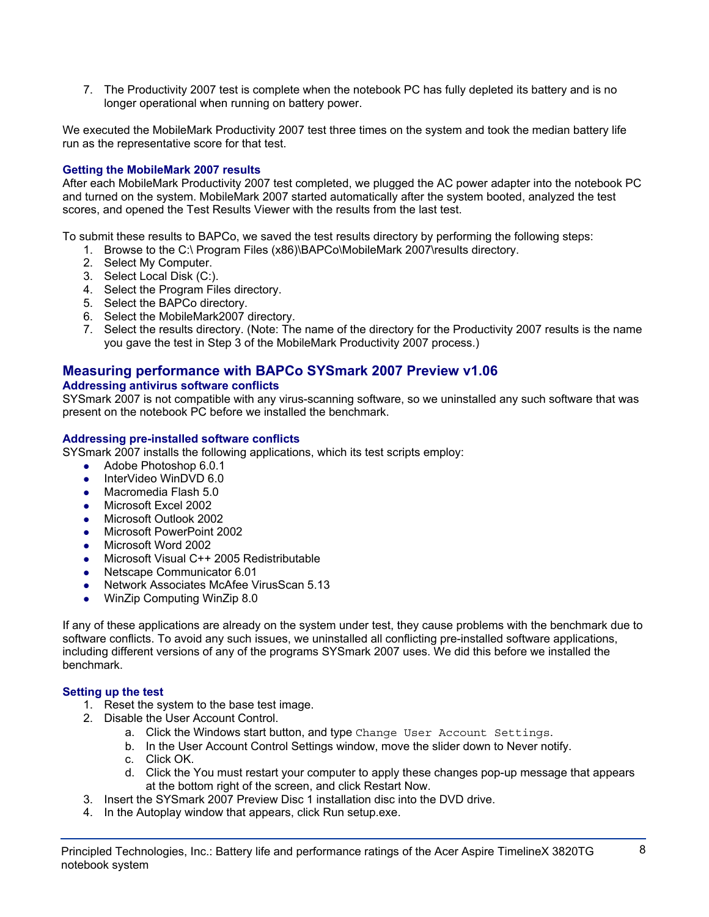7. The Productivity 2007 test is complete when the notebook PC has fully depleted its battery and is no longer operational when running on battery power.

We executed the MobileMark Productivity 2007 test three times on the system and took the median battery life run as the representative score for that test.

### Getting the MobileMark 2007 results

After each MobileMark Productivity 2007 test completed, we plugged the AC power adapter into the notebook PC and turned on the system. MobileMark 2007 started automatically after the system booted, analyzed the test scores, and opened the Test Results Viewer with the results from the last test.

To submit these results to BAPCo, we saved the test results directory by performing the following steps:

1. Browse to the C:\ Program Files (x86)\BAPCo\MobileMark 2007\results directory.
2. Select My Computer.
3. Select Local Disk (C:).
4. Select the Program Files directory.
5. Select the BAPCo directory.
6. Select the MobileMark2007 directory.
7. Select the results directory. (Note: The name of the directory for the Productivity 2007 results is the name you gave the test in Step 3 of the MobileMark Productivity 2007 process.)

## Measuring performance with BAPCo SYSmark 2007 Preview v1.06

### Addressing antivirus software conflicts

SYSmark 2007 is not compatible with any virus-scanning software, so we uninstalled any such software that was present on the notebook PC before we installed the benchmark.

### Addressing pre-installed software conflicts

SYSmark 2007 installs the following applications, which its test scripts employ:

- Adobe Photoshop 6.0.1
- InterVideo WinDVD 6.0
- Macromedia Flash 5.0
- Microsoft Excel 2002
- Microsoft Outlook 2002
- Microsoft PowerPoint 2002
- Microsoft Word 2002
- Microsoft Visual C++ 2005 Redistributable
- Netscape Communicator 6.01
- Network Associates McAfee VirusScan 5.13
- WinZip Computing WinZip 8.0

If any of these applications are already on the system under test, they cause problems with the benchmark due to software conflicts. To avoid any such issues, we uninstalled all conflicting pre-installed software applications, including different versions of any of the programs SYSmark 2007 uses. We did this before we installed the benchmark.

### Setting up the test

1. Reset the system to the base test image.
2. Disable the User Account Control.
   a. Click the Windows start button, and type `Change User Account Settings`.
   b. In the User Account Control Settings window, move the slider down to Never notify.
   c. Click OK.
   d. Click the You must restart your computer to apply these changes pop-up message that appears at the bottom right of the screen, and click Restart Now.
3. Insert the SYSmark 2007 Preview Disc 1 installation disc into the DVD drive.
4. In the Autoplay window that appears, click Run setup.exe.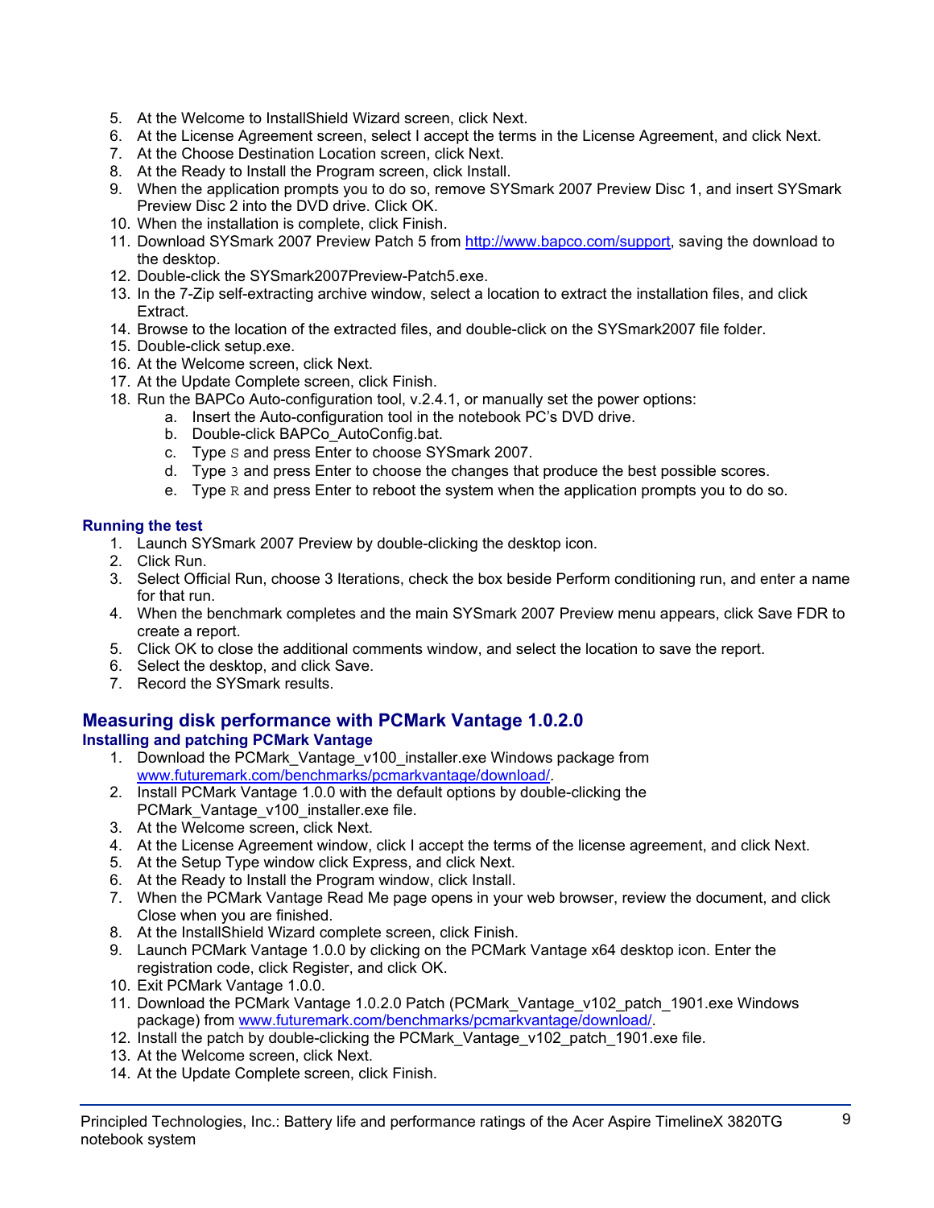5. At the Welcome to InstallShield Wizard screen, click Next.
6. At the License Agreement screen, select I accept the terms in the License Agreement, and click Next.
7. At the Choose Destination Location screen, click Next.
8. At the Ready to Install the Program screen, click Install.
9. When the application prompts you to do so, remove SYSmark 2007 Preview Disc 1, and insert SYSmark Preview Disc 2 into the DVD drive. Click OK.
10. When the installation is complete, click Finish.
11. Download SYSmark 2007 Preview Patch 5 from http://www.bapco.com/support, saving the download to the desktop.
12. Double-click the SYSmark2007Preview-Patch5.exe.
13. In the 7-Zip self-extracting archive window, select a location to extract the installation files, and click Extract.
14. Browse to the location of the extracted files, and double-click on the SYSmark2007 file folder.
15. Double-click setup.exe.
16. At the Welcome screen, click Next.
17. At the Update Complete screen, click Finish.
18. Run the BAPCo Auto-configuration tool, v.2.4.1, or manually set the power options:
    a. Insert the Auto-configuration tool in the notebook PC's DVD drive.
    b. Double-click BAPCo_AutoConfig.bat.
    c. Type `S` and press Enter to choose SYSmark 2007.
    d. Type `3` and press Enter to choose the changes that produce the best possible scores.
    e. Type `R` and press Enter to reboot the system when the application prompts you to do so.

### Running the test

1. Launch SYSmark 2007 Preview by double-clicking the desktop icon.
2. Click Run.
3. Select Official Run, choose 3 Iterations, check the box beside Perform conditioning run, and enter a name for that run.
4. When the benchmark completes and the main SYSmark 2007 Preview menu appears, click Save FDR to create a report.
5. Click OK to close the additional comments window, and select the location to save the report.
6. Select the desktop, and click Save.
7. Record the SYSmark results.

## Measuring disk performance with PCMark Vantage 1.0.2.0

### Installing and patching PCMark Vantage

1. Download the PCMark_Vantage_v100_installer.exe Windows package from www.futuremark.com/benchmarks/pcmarkvantage/download/.
2. Install PCMark Vantage 1.0.0 with the default options by double-clicking the PCMark_Vantage_v100_installer.exe file.
3. At the Welcome screen, click Next.
4. At the License Agreement window, click I accept the terms of the license agreement, and click Next.
5. At the Setup Type window click Express, and click Next.
6. At the Ready to Install the Program window, click Install.
7. When the PCMark Vantage Read Me page opens in your web browser, review the document, and click Close when you are finished.
8. At the InstallShield Wizard complete screen, click Finish.
9. Launch PCMark Vantage 1.0.0 by clicking on the PCMark Vantage x64 desktop icon. Enter the registration code, click Register, and click OK.
10. Exit PCMark Vantage 1.0.0.
11. Download the PCMark Vantage 1.0.2.0 Patch (PCMark_Vantage_v102_patch_1901.exe Windows package) from www.futuremark.com/benchmarks/pcmarkvantage/download/.
12. Install the patch by double-clicking the PCMark_Vantage_v102_patch_1901.exe file.
13. At the Welcome screen, click Next.
14. At the Update Complete screen, click Finish.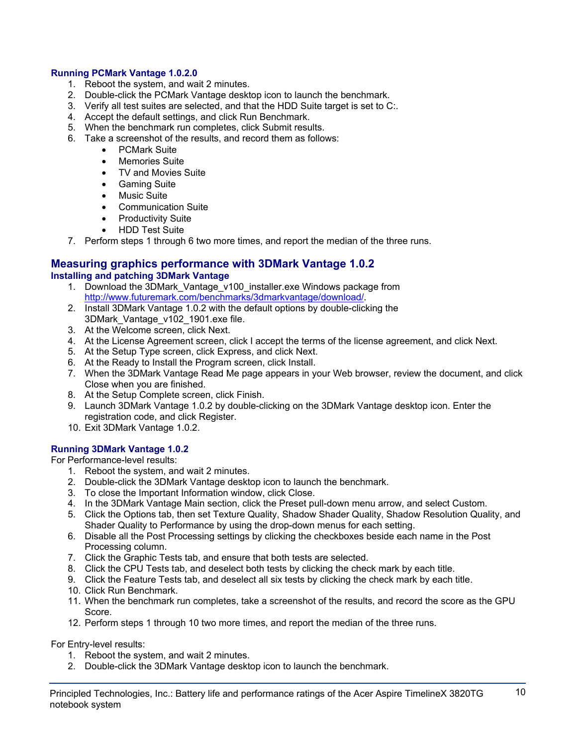### Running PCMark Vantage 1.0.2.0

1. Reboot the system, and wait 2 minutes.
2. Double-click the PCMark Vantage desktop icon to launch the benchmark.
3. Verify all test suites are selected, and that the HDD Suite target is set to C:.
4. Accept the default settings, and click Run Benchmark.
5. When the benchmark run completes, click Submit results.
6. Take a screenshot of the results, and record them as follows:
    - PCMark Suite
    - Memories Suite
    - TV and Movies Suite
    - Gaming Suite
    - Music Suite
    - Communication Suite
    - Productivity Suite
    - HDD Test Suite
7. Perform steps 1 through 6 two more times, and report the median of the three runs.

## Measuring graphics performance with 3DMark Vantage 1.0.2

### Installing and patching 3DMark Vantage

1. Download the 3DMark_Vantage_v100_installer.exe Windows package from http://www.futuremark.com/benchmarks/3dmarkvantage/download/.
2. Install 3DMark Vantage 1.0.2 with the default options by double-clicking the 3DMark_Vantage_v102_1901.exe file.
3. At the Welcome screen, click Next.
4. At the License Agreement screen, click I accept the terms of the license agreement, and click Next.
5. At the Setup Type screen, click Express, and click Next.
6. At the Ready to Install the Program screen, click Install.
7. When the 3DMark Vantage Read Me page appears in your Web browser, review the document, and click Close when you are finished.
8. At the Setup Complete screen, click Finish.
9. Launch 3DMark Vantage 1.0.2 by double-clicking on the 3DMark Vantage desktop icon. Enter the registration code, and click Register.
10. Exit 3DMark Vantage 1.0.2.

### Running 3DMark Vantage 1.0.2

For Performance-level results:

1. Reboot the system, and wait 2 minutes.
2. Double-click the 3DMark Vantage desktop icon to launch the benchmark.
3. To close the Important Information window, click Close.
4. In the 3DMark Vantage Main section, click the Preset pull-down menu arrow, and select Custom.
5. Click the Options tab, then set Texture Quality, Shadow Shader Quality, Shadow Resolution Quality, and Shader Quality to Performance by using the drop-down menus for each setting.
6. Disable all the Post Processing settings by clicking the checkboxes beside each name in the Post Processing column.
7. Click the Graphic Tests tab, and ensure that both tests are selected.
8. Click the CPU Tests tab, and deselect both tests by clicking the check mark by each title.
9. Click the Feature Tests tab, and deselect all six tests by clicking the check mark by each title.
10. Click Run Benchmark.
11. When the benchmark run completes, take a screenshot of the results, and record the score as the GPU Score.
12. Perform steps 1 through 10 two more times, and report the median of the three runs.

For Entry-level results:

1. Reboot the system, and wait 2 minutes.
2. Double-click the 3DMark Vantage desktop icon to launch the benchmark.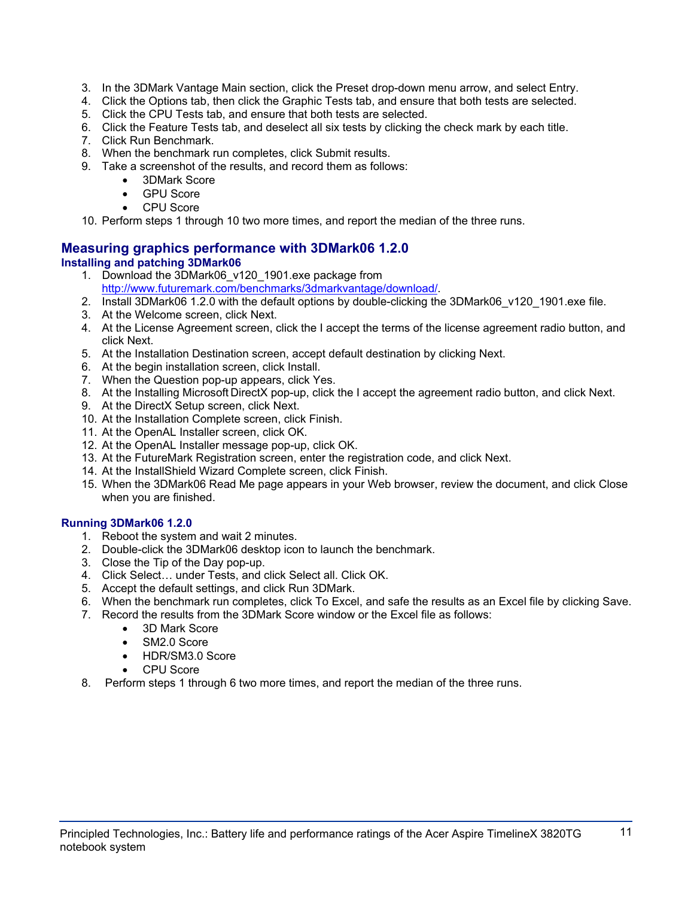3. In the 3DMark Vantage Main section, click the Preset drop-down menu arrow, and select Entry.
4. Click the Options tab, then click the Graphic Tests tab, and ensure that both tests are selected.
5. Click the CPU Tests tab, and ensure that both tests are selected.
6. Click the Feature Tests tab, and deselect all six tests by clicking the check mark by each title.
7. Click Run Benchmark.
8. When the benchmark run completes, click Submit results.
9. Take a screenshot of the results, and record them as follows:
   - 3DMark Score
   - GPU Score
   - CPU Score
10. Perform steps 1 through 10 two more times, and report the median of the three runs.

## Measuring graphics performance with 3DMark06 1.2.0

### Installing and patching 3DMark06

1. Download the 3DMark06_v120_1901.exe package from http://www.futuremark.com/benchmarks/3dmarkvantage/download/.
2. Install 3DMark06 1.2.0 with the default options by double-clicking the 3DMark06_v120_1901.exe file.
3. At the Welcome screen, click Next.
4. At the License Agreement screen, click the I accept the terms of the license agreement radio button, and click Next.
5. At the Installation Destination screen, accept default destination by clicking Next.
6. At the begin installation screen, click Install.
7. When the Question pop-up appears, click Yes.
8. At the Installing Microsoft DirectX pop-up, click the I accept the agreement radio button, and click Next.
9. At the DirectX Setup screen, click Next.
10. At the Installation Complete screen, click Finish.
11. At the OpenAL Installer screen, click OK.
12. At the OpenAL Installer message pop-up, click OK.
13. At the FutureMark Registration screen, enter the registration code, and click Next.
14. At the InstallShield Wizard Complete screen, click Finish.
15. When the 3DMark06 Read Me page appears in your Web browser, review the document, and click Close when you are finished.

### Running 3DMark06 1.2.0

1. Reboot the system and wait 2 minutes.
2. Double-click the 3DMark06 desktop icon to launch the benchmark.
3. Close the Tip of the Day pop-up.
4. Click Select… under Tests, and click Select all. Click OK.
5. Accept the default settings, and click Run 3DMark.
6. When the benchmark run completes, click To Excel, and safe the results as an Excel file by clicking Save.
7. Record the results from the 3DMark Score window or the Excel file as follows:
   - 3D Mark Score
   - SM2.0 Score
   - HDR/SM3.0 Score
   - CPU Score
8. Perform steps 1 through 6 two more times, and report the median of the three runs.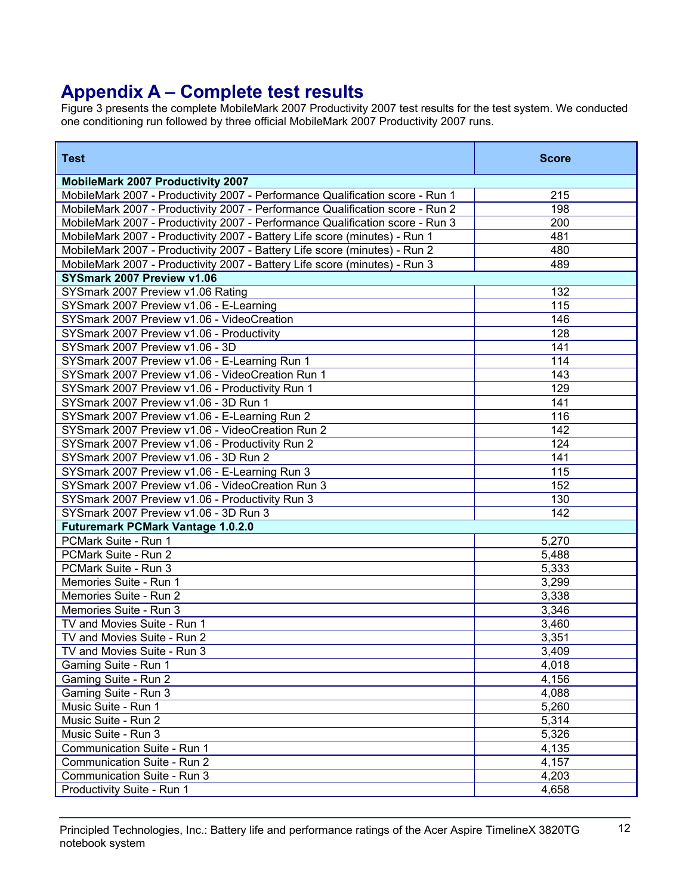# Appendix A – Complete test results

Figure 3 presents the complete MobileMark 2007 Productivity 2007 test results for the test system. We conducted one conditioning run followed by three official MobileMark 2007 Productivity 2007 runs.

| Test | Score |
|---|---|
| **MobileMark 2007 Productivity 2007** | |
| MobileMark 2007 - Productivity 2007 - Performance Qualification score - Run 1 | 215 |
| MobileMark 2007 - Productivity 2007 - Performance Qualification score - Run 2 | 198 |
| MobileMark 2007 - Productivity 2007 - Performance Qualification score - Run 3 | 200 |
| MobileMark 2007 - Productivity 2007 - Battery Life score (minutes) - Run 1 | 481 |
| MobileMark 2007 - Productivity 2007 - Battery Life score (minutes) - Run 2 | 480 |
| MobileMark 2007 - Productivity 2007 - Battery Life score (minutes) - Run 3 | 489 |
| **SYSmark 2007 Preview v1.06** | |
| SYSmark 2007 Preview v1.06 Rating | 132 |
| SYSmark 2007 Preview v1.06 - E-Learning | 115 |
| SYSmark 2007 Preview v1.06 - VideoCreation | 146 |
| SYSmark 2007 Preview v1.06 - Productivity | 128 |
| SYSmark 2007 Preview v1.06 - 3D | 141 |
| SYSmark 2007 Preview v1.06 - E-Learning Run 1 | 114 |
| SYSmark 2007 Preview v1.06 - VideoCreation Run 1 | 143 |
| SYSmark 2007 Preview v1.06 - Productivity Run 1 | 129 |
| SYSmark 2007 Preview v1.06 - 3D Run 1 | 141 |
| SYSmark 2007 Preview v1.06 - E-Learning Run 2 | 116 |
| SYSmark 2007 Preview v1.06 - VideoCreation Run 2 | 142 |
| SYSmark 2007 Preview v1.06 - Productivity Run 2 | 124 |
| SYSmark 2007 Preview v1.06 - 3D Run 2 | 141 |
| SYSmark 2007 Preview v1.06 - E-Learning Run 3 | 115 |
| SYSmark 2007 Preview v1.06 - VideoCreation Run 3 | 152 |
| SYSmark 2007 Preview v1.06 - Productivity Run 3 | 130 |
| SYSmark 2007 Preview v1.06 - 3D Run 3 | 142 |
| **Futuremark PCMark Vantage 1.0.2.0** | |
| PCMark Suite - Run 1 | 5,270 |
| PCMark Suite - Run 2 | 5,488 |
| PCMark Suite - Run 3 | 5,333 |
| Memories Suite - Run 1 | 3,299 |
| Memories Suite - Run 2 | 3,338 |
| Memories Suite - Run 3 | 3,346 |
| TV and Movies Suite - Run 1 | 3,460 |
| TV and Movies Suite - Run 2 | 3,351 |
| TV and Movies Suite - Run 3 | 3,409 |
| Gaming Suite - Run 1 | 4,018 |
| Gaming Suite - Run 2 | 4,156 |
| Gaming Suite - Run 3 | 4,088 |
| Music Suite - Run 1 | 5,260 |
| Music Suite - Run 2 | 5,314 |
| Music Suite - Run 3 | 5,326 |
| Communication Suite - Run 1 | 4,135 |
| Communication Suite - Run 2 | 4,157 |
| Communication Suite - Run 3 | 4,203 |
| Productivity Suite - Run 1 | 4,658 |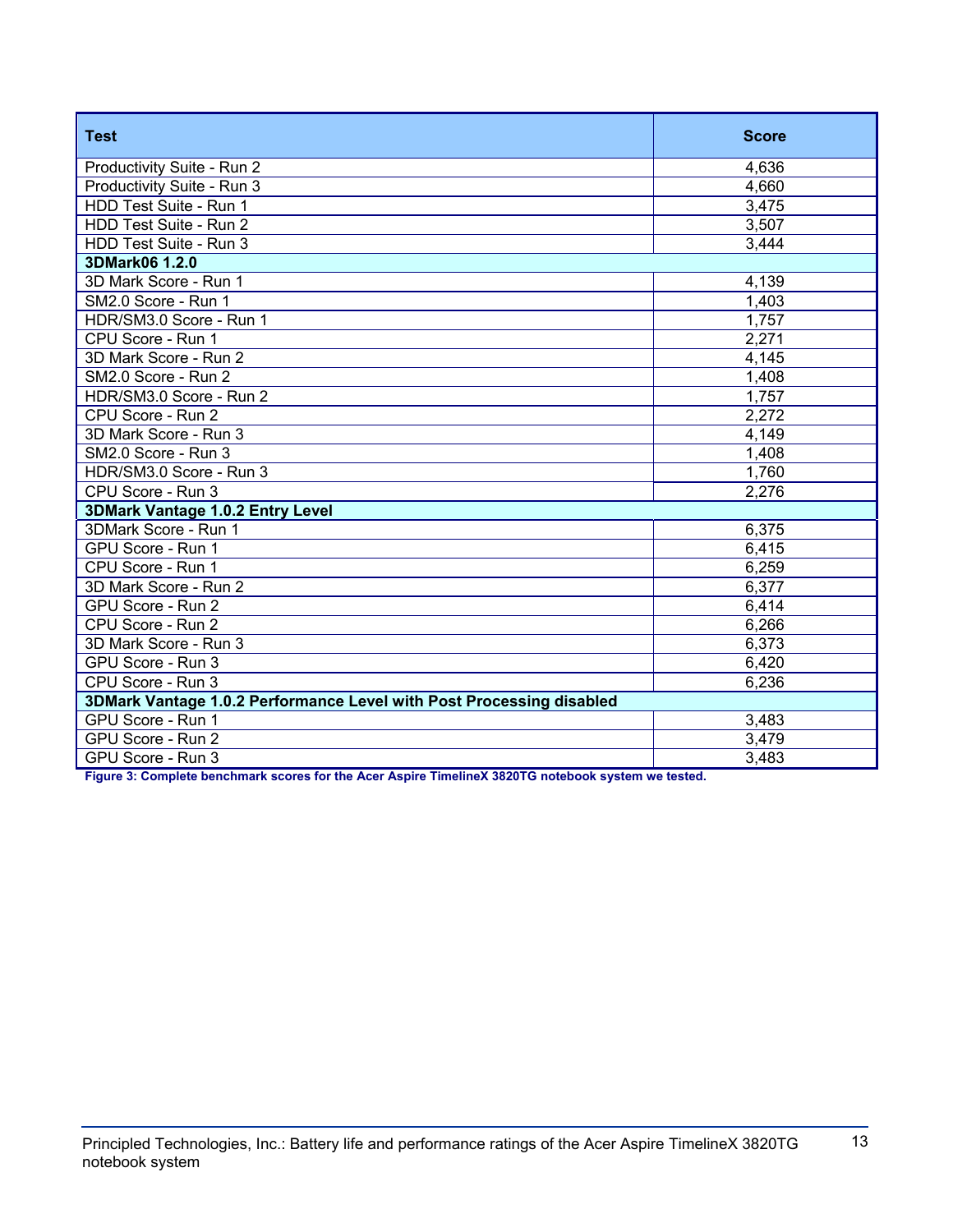| Test | Score |
| --- | --- |
| Productivity Suite - Run 2 | 4,636 |
| Productivity Suite - Run 3 | 4,660 |
| HDD Test Suite - Run 1 | 3,475 |
| HDD Test Suite - Run 2 | 3,507 |
| HDD Test Suite - Run 3 | 3,444 |
| **3DMark06 1.2.0** | |
| 3D Mark Score - Run 1 | 4,139 |
| SM2.0 Score - Run 1 | 1,403 |
| HDR/SM3.0 Score - Run 1 | 1,757 |
| CPU Score - Run 1 | 2,271 |
| 3D Mark Score - Run 2 | 4,145 |
| SM2.0 Score - Run 2 | 1,408 |
| HDR/SM3.0 Score - Run 2 | 1,757 |
| CPU Score - Run 2 | 2,272 |
| 3D Mark Score - Run 3 | 4,149 |
| SM2.0 Score - Run 3 | 1,408 |
| HDR/SM3.0 Score - Run 3 | 1,760 |
| CPU Score - Run 3 | 2,276 |
| **3DMark Vantage 1.0.2 Entry Level** | |
| 3DMark Score - Run 1 | 6,375 |
| GPU Score - Run 1 | 6,415 |
| CPU Score - Run 1 | 6,259 |
| 3D Mark Score - Run 2 | 6,377 |
| GPU Score - Run 2 | 6,414 |
| CPU Score - Run 2 | 6,266 |
| 3D Mark Score - Run 3 | 6,373 |
| GPU Score - Run 3 | 6,420 |
| CPU Score - Run 3 | 6,236 |
| **3DMark Vantage 1.0.2 Performance Level with Post Processing disabled** | |
| GPU Score - Run 1 | 3,483 |
| GPU Score - Run 2 | 3,479 |
| GPU Score - Run 3 | 3,483 |

**Figure 3: Complete benchmark scores for the Acer Aspire TimelineX 3820TG notebook system we tested.**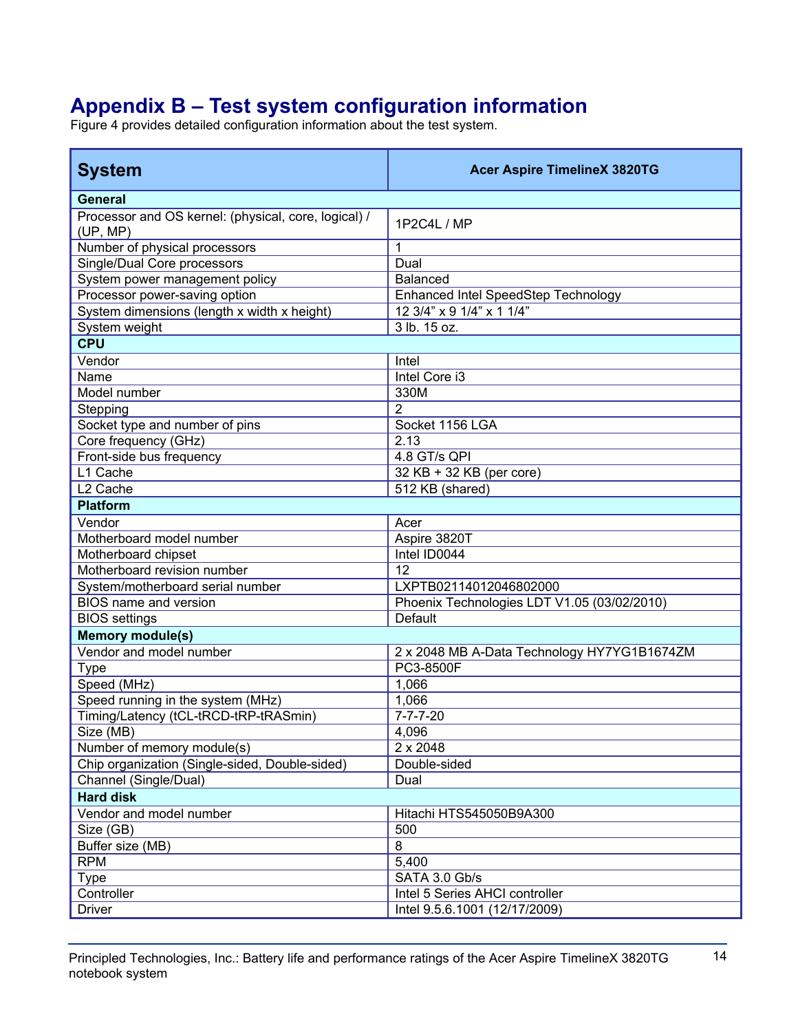# Appendix B – Test system configuration information

Figure 4 provides detailed configuration information about the test system.

| System | Acer Aspire TimelineX 3820TG |
|---|---|
| **General** | |
| Processor and OS kernel: (physical, core, logical) / (UP, MP) | 1P2C4L / MP |
| Number of physical processors | 1 |
| Single/Dual Core processors | Dual |
| System power management policy | Balanced |
| Processor power-saving option | Enhanced Intel SpeedStep Technology |
| System dimensions (length x width x height) | 12 3/4" x 9 1/4" x 1 1/4" |
| System weight | 3 lb. 15 oz. |
| **CPU** | |
| Vendor | Intel |
| Name | Intel Core i3 |
| Model number | 330M |
| Stepping | 2 |
| Socket type and number of pins | Socket 1156 LGA |
| Core frequency (GHz) | 2.13 |
| Front-side bus frequency | 4.8 GT/s QPI |
| L1 Cache | 32 KB + 32 KB (per core) |
| L2 Cache | 512 KB (shared) |
| **Platform** | |
| Vendor | Acer |
| Motherboard model number | Aspire 3820T |
| Motherboard chipset | Intel ID0044 |
| Motherboard revision number | 12 |
| System/motherboard serial number | LXPTB02114012046802000 |
| BIOS name and version | Phoenix Technologies LDT V1.05 (03/02/2010) |
| BIOS settings | Default |
| **Memory module(s)** | |
| Vendor and model number | 2 x 2048 MB A-Data Technology HY7YG1B1674ZM |
| Type | PC3-8500F |
| Speed (MHz) | 1,066 |
| Speed running in the system (MHz) | 1,066 |
| Timing/Latency (tCL-tRCD-tRP-tRASmin) | 7-7-7-20 |
| Size (MB) | 4,096 |
| Number of memory module(s) | 2 x 2048 |
| Chip organization (Single-sided, Double-sided) | Double-sided |
| Channel (Single/Dual) | Dual |
| **Hard disk** | |
| Vendor and model number | Hitachi HTS545050B9A300 |
| Size (GB) | 500 |
| Buffer size (MB) | 8 |
| RPM | 5,400 |
| Type | SATA 3.0 Gb/s |
| Controller | Intel 5 Series AHCI controller |
| Driver | Intel 9.5.6.1001 (12/17/2009) |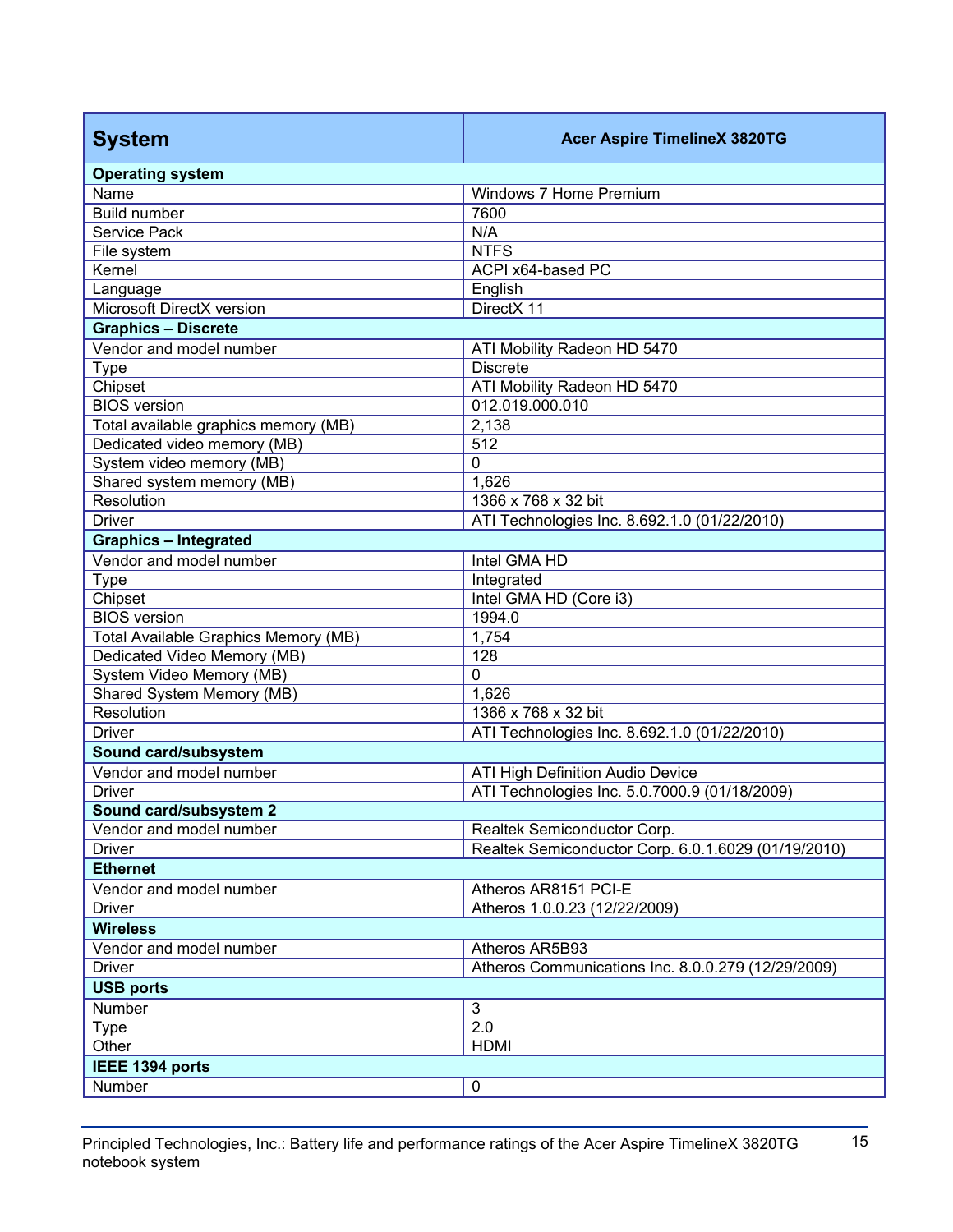| System | Acer Aspire TimelineX 3820TG |
|---|---|
| **Operating system** | |
| Name | Windows 7 Home Premium |
| Build number | 7600 |
| Service Pack | N/A |
| File system | NTFS |
| Kernel | ACPI x64-based PC |
| Language | English |
| Microsoft DirectX version | DirectX 11 |
| **Graphics – Discrete** | |
| Vendor and model number | ATI Mobility Radeon HD 5470 |
| Type | Discrete |
| Chipset | ATI Mobility Radeon HD 5470 |
| BIOS version | 012.019.000.010 |
| Total available graphics memory (MB) | 2,138 |
| Dedicated video memory (MB) | 512 |
| System video memory (MB) | 0 |
| Shared system memory (MB) | 1,626 |
| Resolution | 1366 x 768 x 32 bit |
| Driver | ATI Technologies Inc. 8.692.1.0 (01/22/2010) |
| **Graphics – Integrated** | |
| Vendor and model number | Intel GMA HD |
| Type | Integrated |
| Chipset | Intel GMA HD (Core i3) |
| BIOS version | 1994.0 |
| Total Available Graphics Memory (MB) | 1,754 |
| Dedicated Video Memory (MB) | 128 |
| System Video Memory (MB) | 0 |
| Shared System Memory (MB) | 1,626 |
| Resolution | 1366 x 768 x 32 bit |
| Driver | ATI Technologies Inc. 8.692.1.0 (01/22/2010) |
| **Sound card/subsystem** | |
| Vendor and model number | ATI High Definition Audio Device |
| Driver | ATI Technologies Inc. 5.0.7000.9 (01/18/2009) |
| **Sound card/subsystem 2** | |
| Vendor and model number | Realtek Semiconductor Corp. |
| Driver | Realtek Semiconductor Corp. 6.0.1.6029 (01/19/2010) |
| **Ethernet** | |
| Vendor and model number | Atheros AR8151 PCI-E |
| Driver | Atheros 1.0.0.23 (12/22/2009) |
| **Wireless** | |
| Vendor and model number | Atheros AR5B93 |
| Driver | Atheros Communications Inc. 8.0.0.279 (12/29/2009) |
| **USB ports** | |
| Number | 3 |
| Type | 2.0 |
| Other | HDMI |
| **IEEE 1394 ports** | |
| Number | 0 |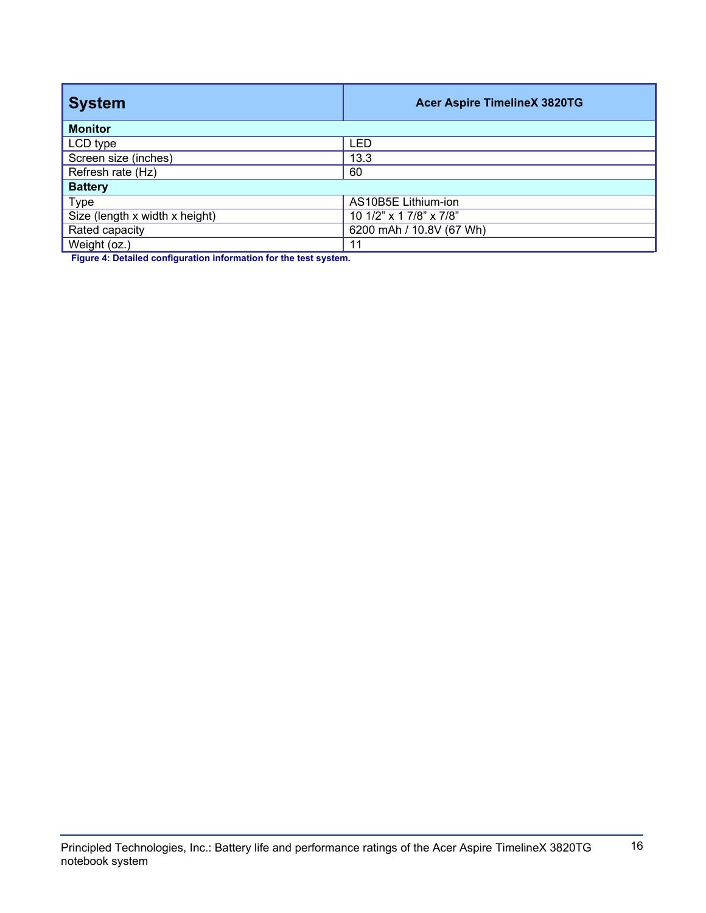| System | Acer Aspire TimelineX 3820TG |
| --- | --- |
| **Monitor** | |
| LCD type | LED |
| Screen size (inches) | 13.3 |
| Refresh rate (Hz) | 60 |
| **Battery** | |
| Type | AS10B5E Lithium-ion |
| Size (length x width x height) | 10 1/2” x 1 7/8” x 7/8” |
| Rated capacity | 6200 mAh / 10.8V (67 Wh) |
| Weight (oz.) | 11 |

**Figure 4: Detailed configuration information for the test system.**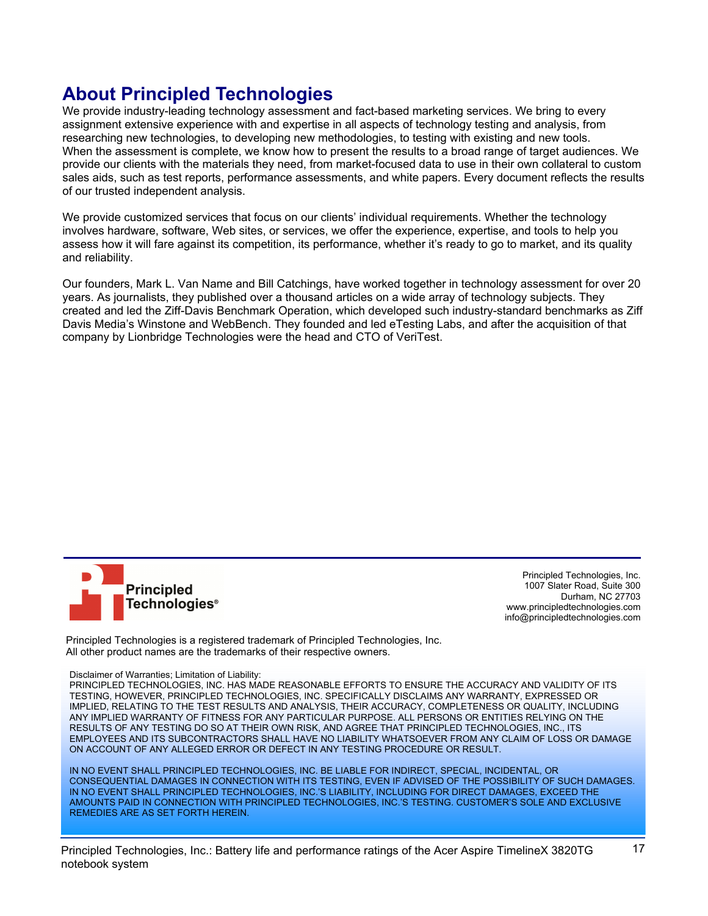# About Principled Technologies

We provide industry-leading technology assessment and fact-based marketing services. We bring to every assignment extensive experience with and expertise in all aspects of technology testing and analysis, from researching new technologies, to developing new methodologies, to testing with existing and new tools. When the assessment is complete, we know how to present the results to a broad range of target audiences. We provide our clients with the materials they need, from market-focused data to use in their own collateral to custom sales aids, such as test reports, performance assessments, and white papers. Every document reflects the results of our trusted independent analysis.

We provide customized services that focus on our clients' individual requirements. Whether the technology involves hardware, software, Web sites, or services, we offer the experience, expertise, and tools to help you assess how it will fare against its competition, its performance, whether it's ready to go to market, and its quality and reliability.

Our founders, Mark L. Van Name and Bill Catchings, have worked together in technology assessment for over 20 years. As journalists, they published over a thousand articles on a wide array of technology subjects. They created and led the Ziff-Davis Benchmark Operation, which developed such industry-standard benchmarks as Ziff Davis Media's Winstone and WebBench. They founded and led eTesting Labs, and after the acquisition of that company by Lionbridge Technologies were the head and CTO of VeriTest.

Principled Technologies®

Principled Technologies, Inc.
1007 Slater Road, Suite 300
Durham, NC 27703
www.principledtechnologies.com
info@principledtechnologies.com

Principled Technologies is a registered trademark of Principled Technologies, Inc.
All other product names are the trademarks of their respective owners.

Disclaimer of Warranties; Limitation of Liability:
PRINCIPLED TECHNOLOGIES, INC. HAS MADE REASONABLE EFFORTS TO ENSURE THE ACCURACY AND VALIDITY OF ITS TESTING, HOWEVER, PRINCIPLED TECHNOLOGIES, INC. SPECIFICALLY DISCLAIMS ANY WARRANTY, EXPRESSED OR IMPLIED, RELATING TO THE TEST RESULTS AND ANALYSIS, THEIR ACCURACY, COMPLETENESS OR QUALITY, INCLUDING ANY IMPLIED WARRANTY OF FITNESS FOR ANY PARTICULAR PURPOSE. ALL PERSONS OR ENTITIES RELYING ON THE RESULTS OF ANY TESTING DO SO AT THEIR OWN RISK, AND AGREE THAT PRINCIPLED TECHNOLOGIES, INC., ITS EMPLOYEES AND ITS SUBCONTRACTORS SHALL HAVE NO LIABILITY WHATSOEVER FROM ANY CLAIM OF LOSS OR DAMAGE ON ACCOUNT OF ANY ALLEGED ERROR OR DEFECT IN ANY TESTING PROCEDURE OR RESULT.

IN NO EVENT SHALL PRINCIPLED TECHNOLOGIES, INC. BE LIABLE FOR INDIRECT, SPECIAL, INCIDENTAL, OR CONSEQUENTIAL DAMAGES IN CONNECTION WITH ITS TESTING, EVEN IF ADVISED OF THE POSSIBILITY OF SUCH DAMAGES. IN NO EVENT SHALL PRINCIPLED TECHNOLOGIES, INC.'S LIABILITY, INCLUDING FOR DIRECT DAMAGES, EXCEED THE AMOUNTS PAID IN CONNECTION WITH PRINCIPLED TECHNOLOGIES, INC.'S TESTING. CUSTOMER'S SOLE AND EXCLUSIVE REMEDIES ARE AS SET FORTH HEREIN.